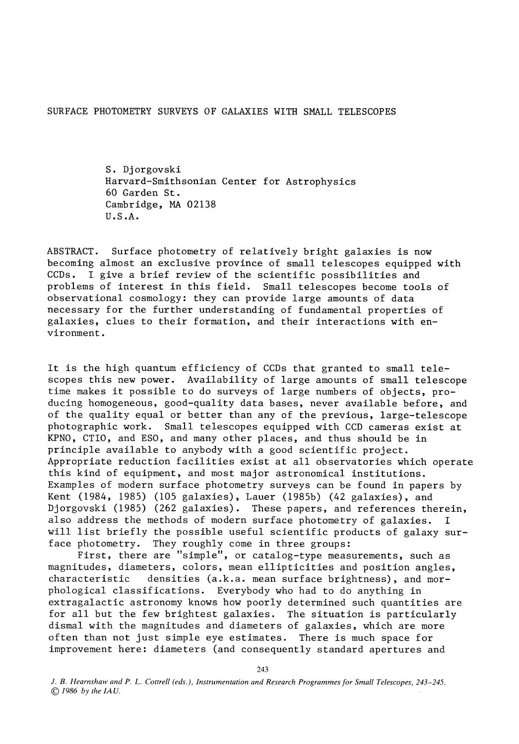# SURFACE PHOTOMETRY SURVEYS OF GALAXIES WITH SMALL TELESCOPES

S. Djorgovski
Harvard-Smithsonian Center for Astrophysics
60 Garden St.
Cambridge, MA 02138
U.S.A.

ABSTRACT. Surface photometry of relatively bright galaxies is now becoming almost an exclusive province of small telescopes equipped with CCDs. I give a brief review of the scientific possibilities and problems of interest in this field. Small telescopes become tools of observational cosmology: they can provide large amounts of data necessary for the further understanding of fundamental properties of galaxies, clues to their formation, and their interactions with environment.

It is the high quantum efficiency of CCDs that granted to small telescopes this new power. Availability of large amounts of small telescope time makes it possible to do surveys of large numbers of objects, producing homogeneous, good-quality data bases, never available before, and of the quality equal or better than any of the previous, large-telescope photographic work. Small telescopes equipped with CCD cameras exist at KPNO, CTIO, and ESO, and many other places, and thus should be in principle available to anybody with a good scientific project. Appropriate reduction facilities exist at all observatories which operate this kind of equipment, and most major astronomical institutions. Examples of modern surface photometry surveys can be found in papers by Kent (1984, 1985) (105 galaxies), Lauer (1985b) (42 galaxies), and Djorgovski (1985) (262 galaxies). These papers, and references therein, also address the methods of modern surface photometry of galaxies. I will list briefly the possible useful scientific products of galaxy surface photometry. They roughly come in three groups:

First, there are "simple", or catalog-type measurements, such as magnitudes, diameters, colors, mean ellipticities and position angles, characteristic densities (a.k.a. mean surface brightness), and morphological classifications. Everybody who had to do anything in extragalactic astronomy knows how poorly determined such quantities are for all but the few brightest galaxies. The situation is particularly dismal with the magnitudes and diameters of galaxies, which are more often than not just simple eye estimates. There is much space for improvement here: diameters (and consequently standard apertures and

*J. B. Hearnshaw and P. L. Cottrell (eds.), Instrumentation and Research Programmes for Small Telescopes, 243–245.*
*© 1986 by the IAU.*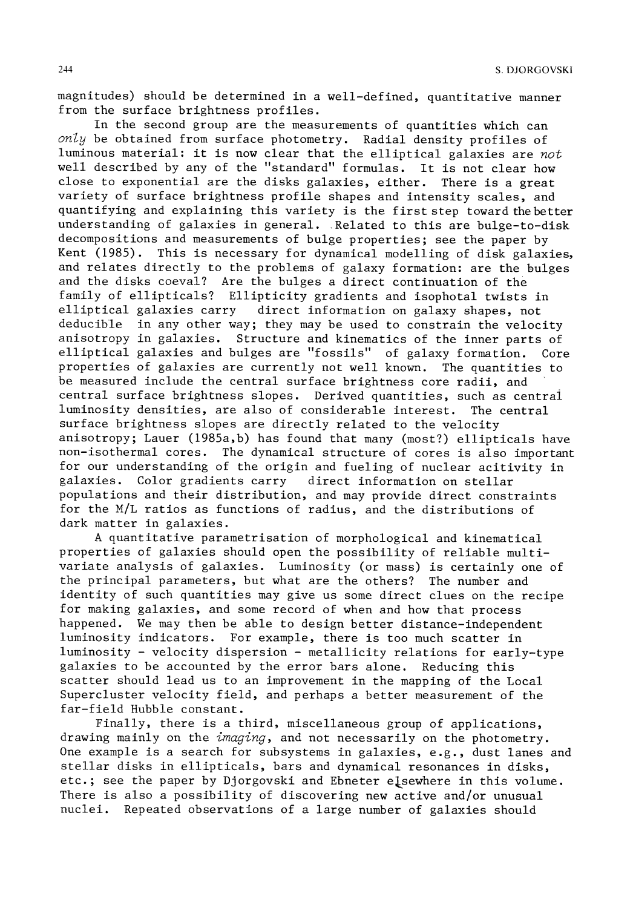magnitudes) should be determined in a well-defined, quantitative manner from the surface brightness profiles.

In the second group are the measurements of quantities which can *only* be obtained from surface photometry. Radial density profiles of luminous material: it is now clear that the elliptical galaxies are *not* well described by any of the "standard" formulas. It is not clear how close to exponential are the disks galaxies, either. There is a great variety of surface brightness profile shapes and intensity scales, and quantifying and explaining this variety is the first step toward the better understanding of galaxies in general. Related to this are bulge-to-disk decompositions and measurements of bulge properties; see the paper by Kent (1985). This is necessary for dynamical modelling of disk galaxies, and relates directly to the problems of galaxy formation: are the bulges and the disks coeval? Are the bulges a direct continuation of the family of ellipticals? Ellipticity gradients and isophotal twists in elliptical galaxies carry direct information on galaxy shapes, not deducible in any other way; they may be used to constrain the velocity anisotropy in galaxies. Structure and kinematics of the inner parts of elliptical galaxies and bulges are "fossils" of galaxy formation. Core properties of galaxies are currently not well known. The quantities to be measured include the central surface brightness core radii, and central surface brightness slopes. Derived quantities, such as central luminosity densities, are also of considerable interest. The central surface brightness slopes are directly related to the velocity anisotropy; Lauer (1985a,b) has found that many (most?) ellipticals have non-isothermal cores. The dynamical structure of cores is also important for our understanding of the origin and fueling of nuclear acitivity in galaxies. Color gradients carry direct information on stellar populations and their distribution, and may provide direct constraints for the M/L ratios as functions of radius, and the distributions of dark matter in galaxies.

A quantitative parametrisation of morphological and kinematical properties of galaxies should open the possibility of reliable multi-variate analysis of galaxies. Luminosity (or mass) is certainly one of the principal parameters, but what are the others? The number and identity of such quantities may give us some direct clues on the recipe for making galaxies, and some record of when and how that process happened. We may then be able to design better distance-independent luminosity indicators. For example, there is too much scatter in luminosity - velocity dispersion - metallicity relations for early-type galaxies to be accounted by the error bars alone. Reducing this scatter should lead us to an improvement in the mapping of the Local Supercluster velocity field, and perhaps a better measurement of the far-field Hubble constant.

Finally, there is a third, miscellaneous group of applications, drawing mainly on the *imaging*, and not necessarily on the photometry. One example is a search for subsystems in galaxies, e.g., dust lanes and stellar disks in ellipticals, bars and dynamical resonances in disks, etc.; see the paper by Djorgovski and Ebneter elsewhere in this volume. There is also a possibility of discovering new active and/or unusual nuclei. Repeated observations of a large number of galaxies should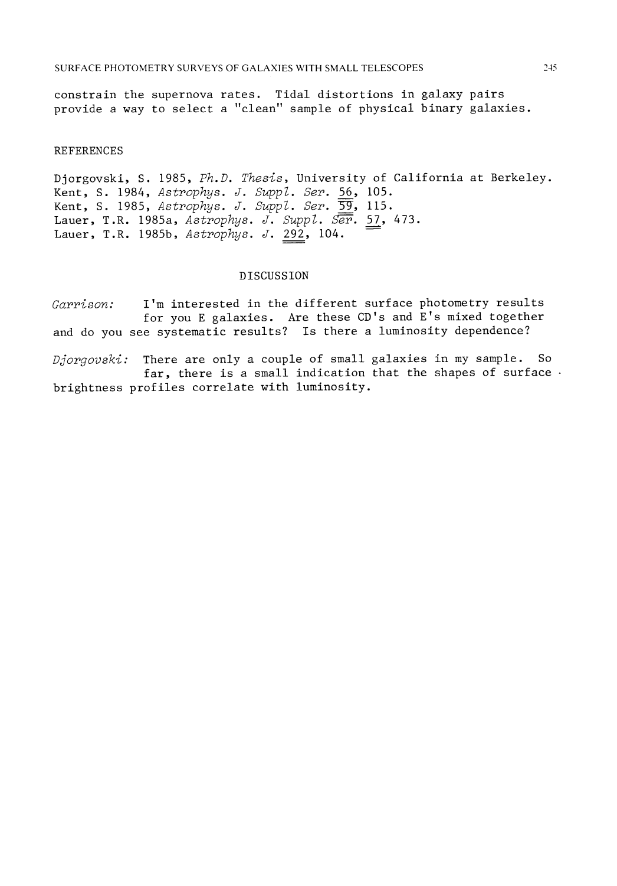constrain the supernova rates. Tidal distortions in galaxy pairs provide a way to select a "clean" sample of physical binary galaxies.

## REFERENCES

Djorgovski, S. 1985, *Ph.D. Thesis*, University of California at Berkeley.
Kent, S. 1984, *Astrophys. J. Suppl. Ser.* **56**, 105.
Kent, S. 1985, *Astrophys. J. Suppl. Ser.* **59**, 115.
Lauer, T.R. 1985a, *Astrophys. J. Suppl. Ser.* **57**, 473.
Lauer, T.R. 1985b, *Astrophys. J.* **292**, 104.

## DISCUSSION

*Garrison:* I'm interested in the different surface photometry results for you E galaxies. Are these CD's and E's mixed together and do you see systematic results? Is there a luminosity dependence?

*Djorgovski:* There are only a couple of small galaxies in my sample. So far, there is a small indication that the shapes of surface brightness profiles correlate with luminosity.